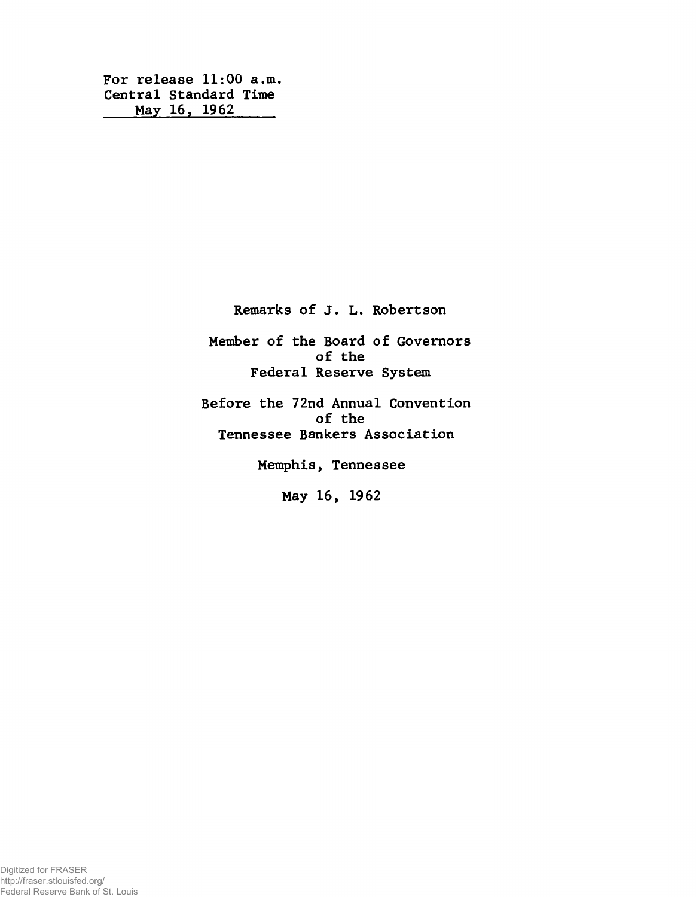For release 11:00 a.m.
Central Standard Time
May 16, 1962

Remarks of J. L. Robertson

Member of the Board of Governors
of the
Federal Reserve System

Before the 72nd Annual Convention
of the
Tennessee Bankers Association

Memphis, Tennessee

May 16, 1962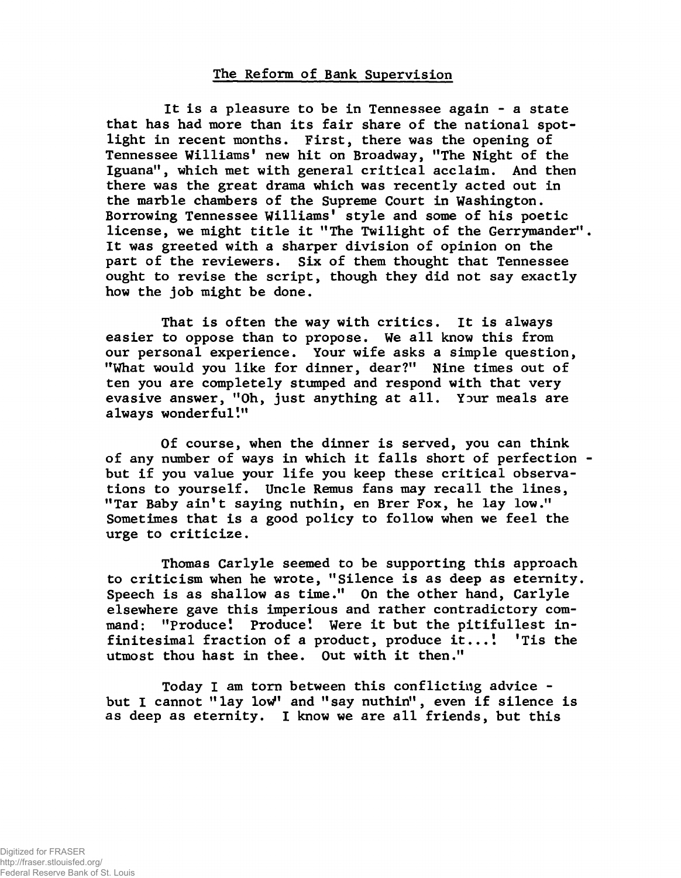## The Reform of Bank Supervision

It is a pleasure to be in Tennessee again - a state that has had more than its fair share of the national spotlight in recent months. First, there was the opening of Tennessee Williams' new hit on Broadway, "The Night of the Iguana", which met with general critical acclaim. And then there was the great drama which was recently acted out in the marble chambers of the Supreme Court in Washington. Borrowing Tennessee Williams' style and some of his poetic license, we might title it "The Twilight of the Gerrymander". It was greeted with a sharper division of opinion on the part of the reviewers. Six of them thought that Tennessee ought to revise the script, though they did not say exactly how the job might be done.

That is often the way with critics. It is always easier to oppose than to propose. We all know this from our personal experience. Your wife asks a simple question, "What would you like for dinner, dear?" Nine times out of ten you are completely stumped and respond with that very evasive answer, "Oh, just anything at all. Your meals are always wonderful!"

Of course, when the dinner is served, you can think of any number of ways in which it falls short of perfection - but if you value your life you keep these critical observations to yourself. Uncle Remus fans may recall the lines, "Tar Baby ain't saying nuthin, en Brer Fox, he lay low." Sometimes that is a good policy to follow when we feel the urge to criticize.

Thomas Carlyle seemed to be supporting this approach to criticism when he wrote, "Silence is as deep as eternity. Speech is as shallow as time." On the other hand, Carlyle elsewhere gave this imperious and rather contradictory command: "Produce! Produce! Were it but the pitifullest infinitesimal fraction of a product, produce it...! 'Tis the utmost thou hast in thee. Out with it then."

Today I am torn between this conflicting advice - but I cannot "lay low" and "say nuthin", even if silence is as deep as eternity. I know we are all friends, but this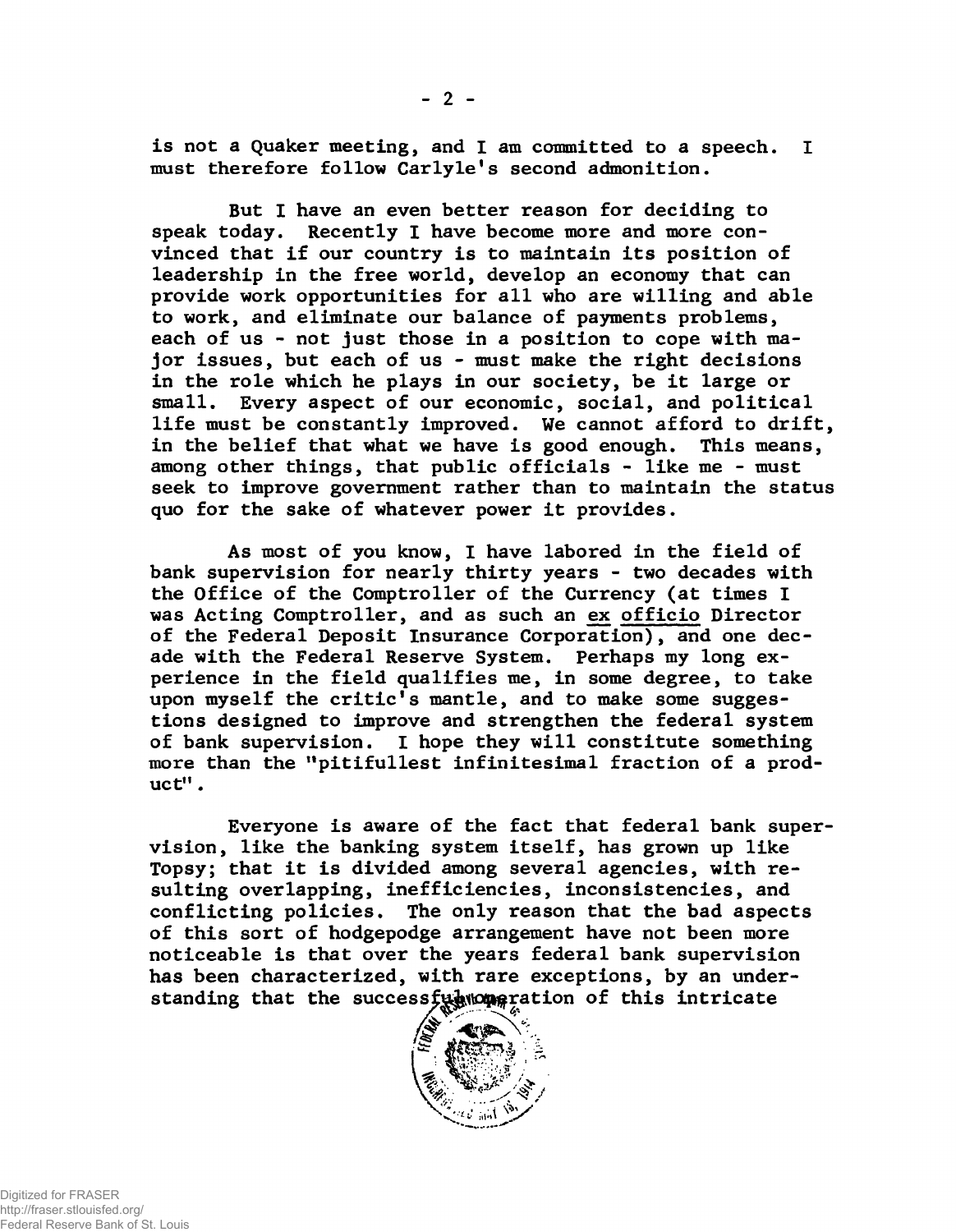is not a Quaker meeting, and I am committed to a speech. I must therefore follow Carlyle's second admonition.

But I have an even better reason for deciding to speak today. Recently I have become more and more convinced that if our country is to maintain its position of leadership in the free world, develop an economy that can provide work opportunities for all who are willing and able to work, and eliminate our balance of payments problems, each of us - not just those in a position to cope with major issues, but each of us - must make the right decisions in the role which he plays in our society, be it large or small. Every aspect of our economic, social, and political life must be constantly improved. We cannot afford to drift, in the belief that what we have is good enough. This means, among other things, that public officials - like me - must seek to improve government rather than to maintain the status quo for the sake of whatever power it provides.

As most of you know, I have labored in the field of bank supervision for nearly thirty years - two decades with the Office of the Comptroller of the Currency (at times I was Acting Comptroller, and as such an *ex officio* Director of the Federal Deposit Insurance Corporation), and one decade with the Federal Reserve System. Perhaps my long experience in the field qualifies me, in some degree, to take upon myself the critic's mantle, and to make some suggestions designed to improve and strengthen the federal system of bank supervision. I hope they will constitute something more than the "pitifullest infinitesimal fraction of a product".

Everyone is aware of the fact that federal bank supervision, like the banking system itself, has grown up like Topsy; that it is divided among several agencies, with resulting overlapping, inefficiencies, inconsistencies, and conflicting policies. The only reason that the bad aspects of this sort of hodgepodge arrangement have not been more noticeable is that over the years federal bank supervision has been characterized, with rare exceptions, by an understanding that the successful operation of this intricate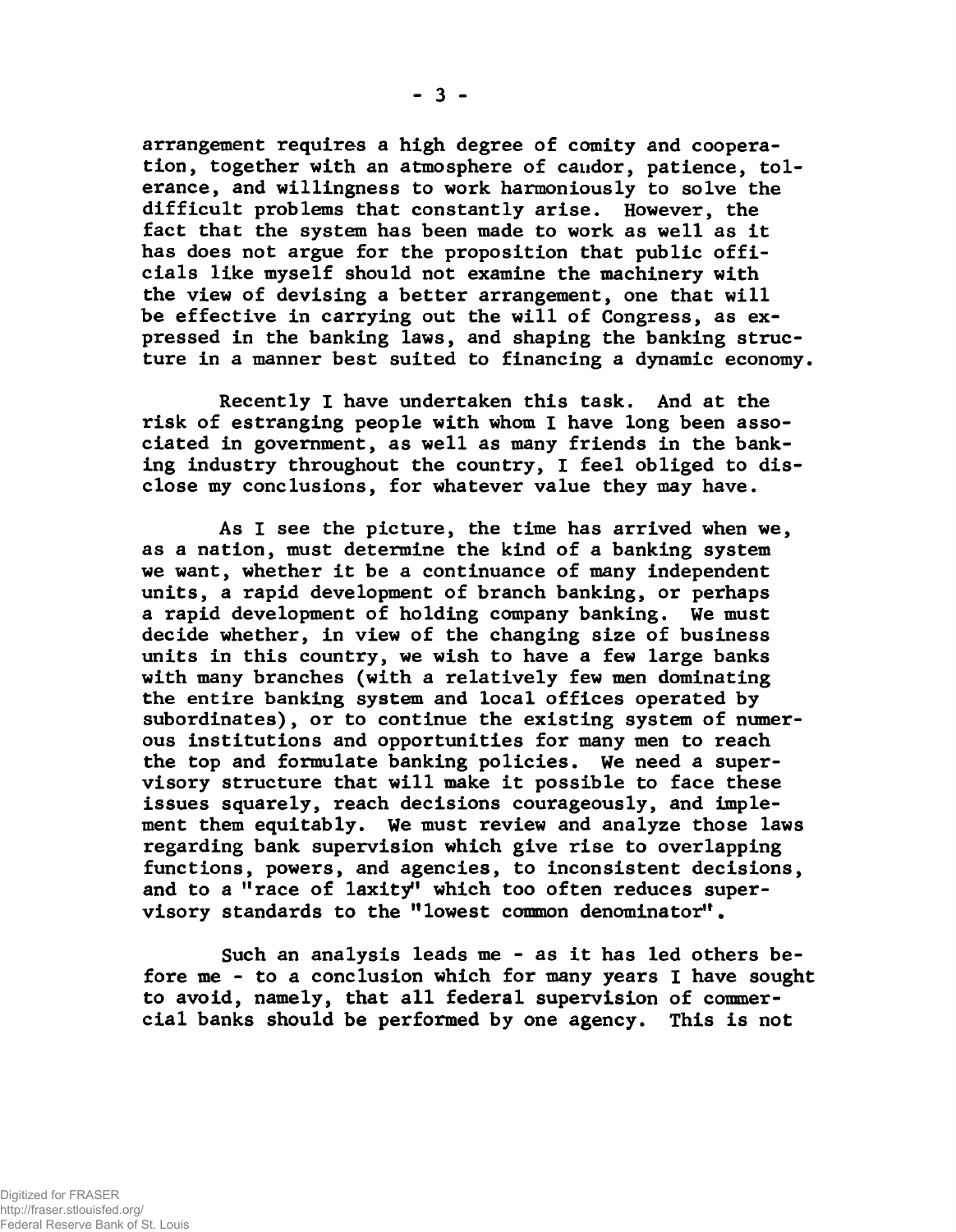arrangement requires a high degree of comity and cooperation, together with an atmosphere of candor, patience, tolerance, and willingness to work harmoniously to solve the difficult problems that constantly arise. However, the fact that the system has been made to work as well as it has does not argue for the proposition that public officials like myself should not examine the machinery with the view of devising a better arrangement, one that will be effective in carrying out the will of Congress, as expressed in the banking laws, and shaping the banking structure in a manner best suited to financing a dynamic economy.

Recently I have undertaken this task. And at the risk of estranging people with whom I have long been associated in government, as well as many friends in the banking industry throughout the country, I feel obliged to disclose my conclusions, for whatever value they may have.

As I see the picture, the time has arrived when we, as a nation, must determine the kind of a banking system we want, whether it be a continuance of many independent units, a rapid development of branch banking, or perhaps a rapid development of holding company banking. We must decide whether, in view of the changing size of business units in this country, we wish to have a few large banks with many branches (with a relatively few men dominating the entire banking system and local offices operated by subordinates), or to continue the existing system of numerous institutions and opportunities for many men to reach the top and formulate banking policies. We need a supervisory structure that will make it possible to face these issues squarely, reach decisions courageously, and implement them equitably. We must review and analyze those laws regarding bank supervision which give rise to overlapping functions, powers, and agencies, to inconsistent decisions, and to a "race of laxity" which too often reduces supervisory standards to the "lowest common denominator".

Such an analysis leads me - as it has led others before me - to a conclusion which for many years I have sought to avoid, namely, that all federal supervision of commercial banks should be performed by one agency. This is not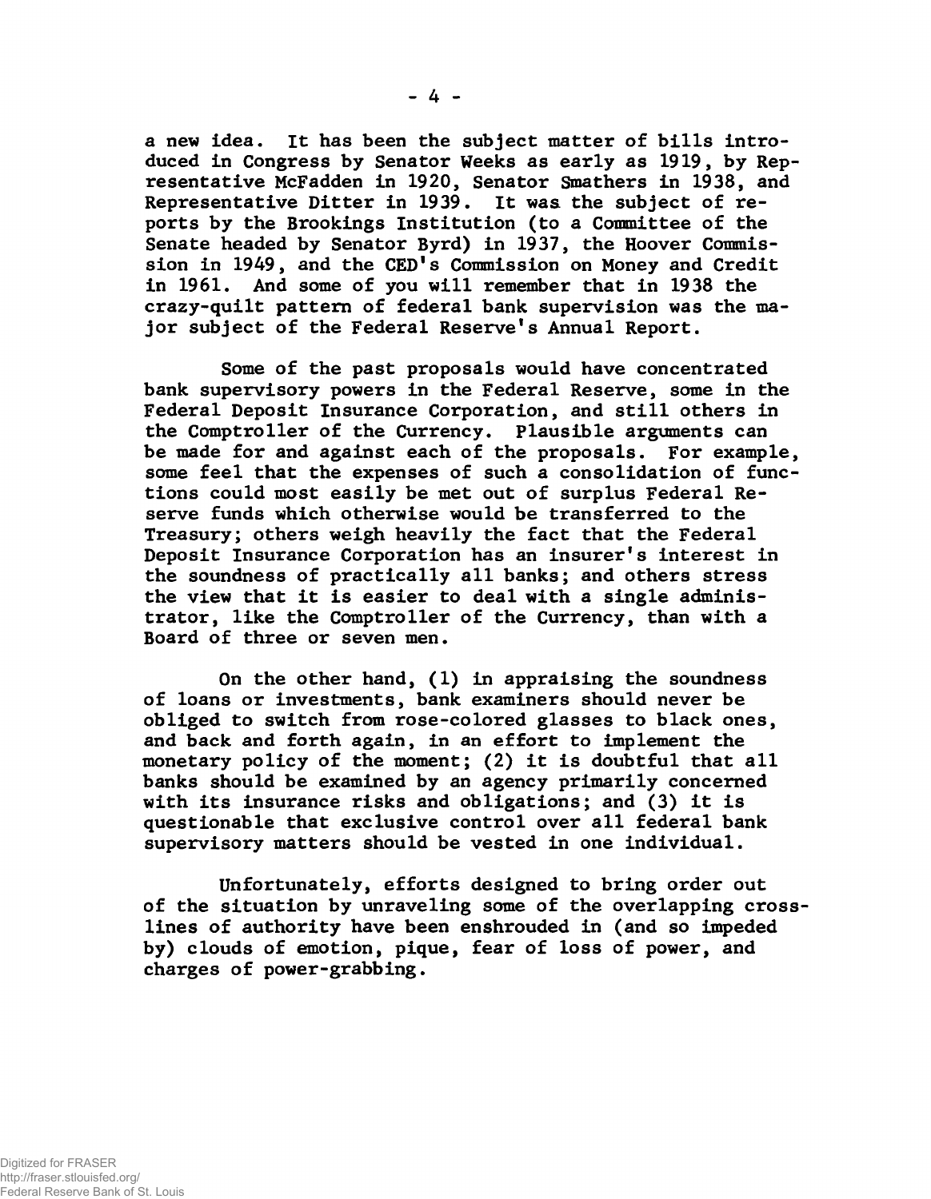a new idea. It has been the subject matter of bills introduced in Congress by Senator Weeks as early as 1919, by Representative McFadden in 1920, Senator Smathers in 1938, and Representative Ditter in 1939. It was the subject of reports by the Brookings Institution (to a Committee of the Senate headed by Senator Byrd) in 1937, the Hoover Commission in 1949, and the CED's Commission on Money and Credit in 1961. And some of you will remember that in 1938 the crazy-quilt pattern of federal bank supervision was the major subject of the Federal Reserve's Annual Report.

Some of the past proposals would have concentrated bank supervisory powers in the Federal Reserve, some in the Federal Deposit Insurance Corporation, and still others in the Comptroller of the Currency. Plausible arguments can be made for and against each of the proposals. For example, some feel that the expenses of such a consolidation of functions could most easily be met out of surplus Federal Reserve funds which otherwise would be transferred to the Treasury; others weigh heavily the fact that the Federal Deposit Insurance Corporation has an insurer's interest in the soundness of practically all banks; and others stress the view that it is easier to deal with a single administrator, like the Comptroller of the Currency, than with a Board of three or seven men.

On the other hand, (1) in appraising the soundness of loans or investments, bank examiners should never be obliged to switch from rose-colored glasses to black ones, and back and forth again, in an effort to implement the monetary policy of the moment; (2) it is doubtful that all banks should be examined by an agency primarily concerned with its insurance risks and obligations; and (3) it is questionable that exclusive control over all federal bank supervisory matters should be vested in one individual.

Unfortunately, efforts designed to bring order out of the situation by unraveling some of the overlapping cross-lines of authority have been enshrouded in (and so impeded by) clouds of emotion, pique, fear of loss of power, and charges of power-grabbing.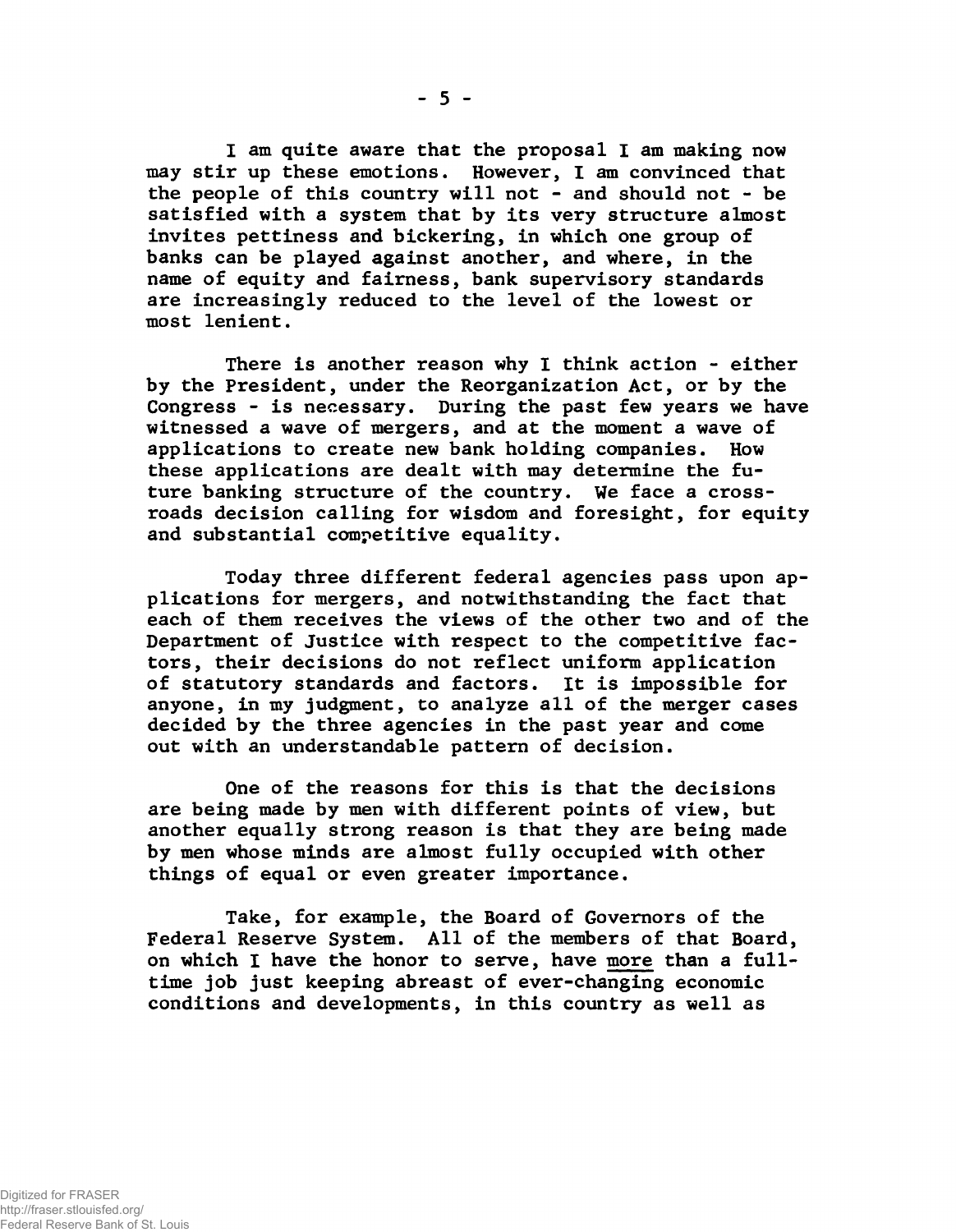I am quite aware that the proposal I am making now may stir up these emotions. However, I am convinced that the people of this country will not - and should not - be satisfied with a system that by its very structure almost invites pettiness and bickering, in which one group of banks can be played against another, and where, in the name of equity and fairness, bank supervisory standards are increasingly reduced to the level of the lowest or most lenient.

There is another reason why I think action - either by the President, under the Reorganization Act, or by the Congress - is necessary. During the past few years we have witnessed a wave of mergers, and at the moment a wave of applications to create new bank holding companies. How these applications are dealt with may determine the future banking structure of the country. We face a crossroads decision calling for wisdom and foresight, for equity and substantial competitive equality.

Today three different federal agencies pass upon applications for mergers, and notwithstanding the fact that each of them receives the views of the other two and of the Department of Justice with respect to the competitive factors, their decisions do not reflect uniform application of statutory standards and factors. It is impossible for anyone, in my judgment, to analyze all of the merger cases decided by the three agencies in the past year and come out with an understandable pattern of decision.

One of the reasons for this is that the decisions are being made by men with different points of view, but another equally strong reason is that they are being made by men whose minds are almost fully occupied with other things of equal or even greater importance.

Take, for example, the Board of Governors of the Federal Reserve System. All of the members of that Board, on which I have the honor to serve, have <u>more</u> than a full-time job just keeping abreast of ever-changing economic conditions and developments, in this country as well as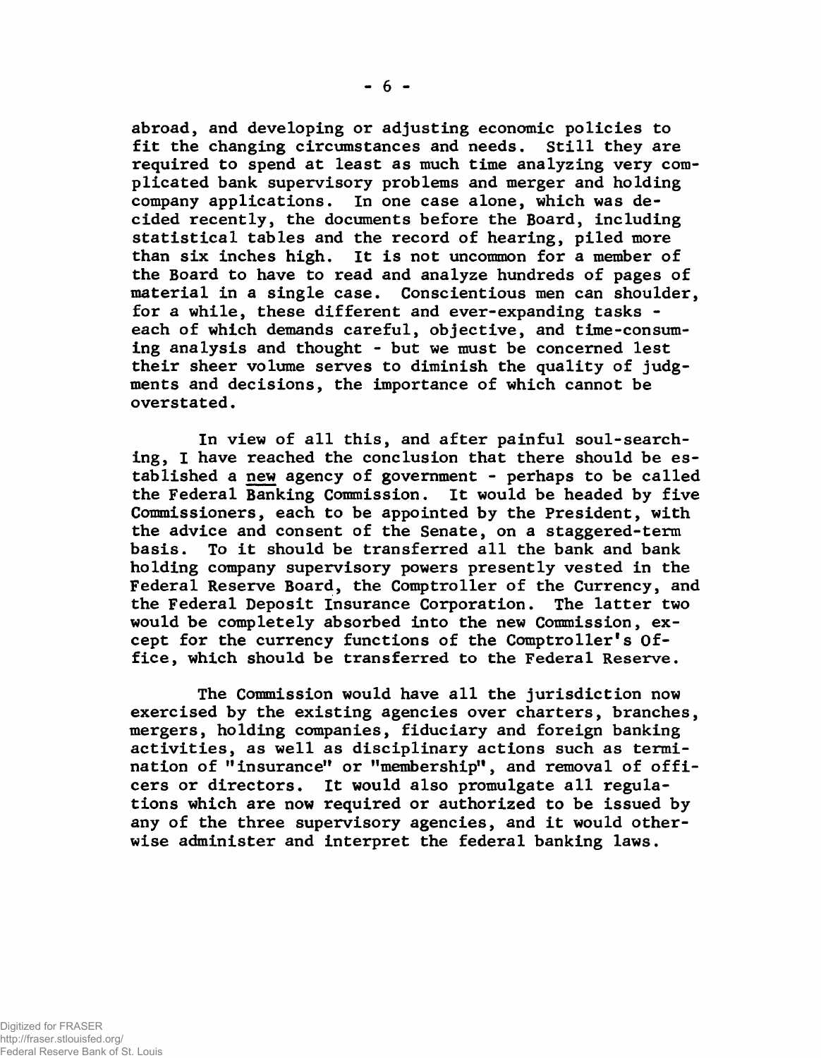abroad, and developing or adjusting economic policies to fit the changing circumstances and needs. Still they are required to spend at least as much time analyzing very complicated bank supervisory problems and merger and holding company applications. In one case alone, which was decided recently, the documents before the Board, including statistical tables and the record of hearing, piled more than six inches high. It is not uncommon for a member of the Board to have to read and analyze hundreds of pages of material in a single case. Conscientious men can shoulder, for a while, these different and ever-expanding tasks - each of which demands careful, objective, and time-consuming analysis and thought - but we must be concerned lest their sheer volume serves to diminish the quality of judgments and decisions, the importance of which cannot be overstated.

In view of all this, and after painful soul-searching, I have reached the conclusion that there should be established a new agency of government - perhaps to be called the Federal Banking Commission. It would be headed by five Commissioners, each to be appointed by the President, with the advice and consent of the Senate, on a staggered-term basis. To it should be transferred all the bank and bank holding company supervisory powers presently vested in the Federal Reserve Board, the Comptroller of the Currency, and the Federal Deposit Insurance Corporation. The latter two would be completely absorbed into the new Commission, except for the currency functions of the Comptroller's Office, which should be transferred to the Federal Reserve.

The Commission would have all the jurisdiction now exercised by the existing agencies over charters, branches, mergers, holding companies, fiduciary and foreign banking activities, as well as disciplinary actions such as termination of "insurance" or "membership", and removal of officers or directors. It would also promulgate all regulations which are now required or authorized to be issued by any of the three supervisory agencies, and it would otherwise administer and interpret the federal banking laws.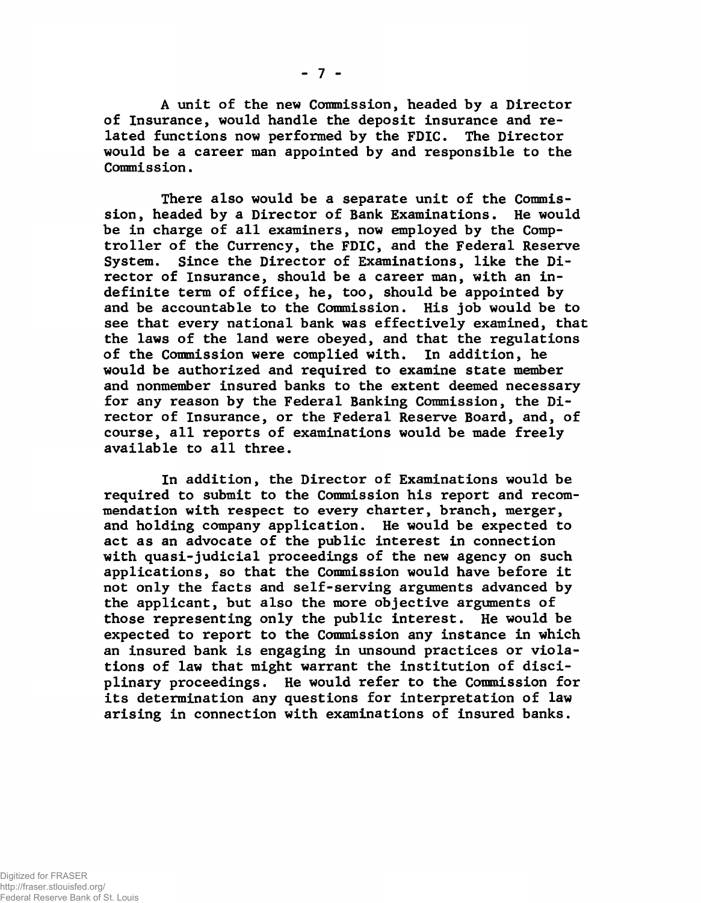A unit of the new Commission, headed by a Director of Insurance, would handle the deposit insurance and related functions now performed by the FDIC. The Director would be a career man appointed by and responsible to the Commission.

There also would be a separate unit of the Commission, headed by a Director of Bank Examinations. He would be in charge of all examiners, now employed by the Comptroller of the Currency, the FDIC, and the Federal Reserve System. Since the Director of Examinations, like the Director of Insurance, should be a career man, with an indefinite term of office, he, too, should be appointed by and be accountable to the Commission. His job would be to see that every national bank was effectively examined, that the laws of the land were obeyed, and that the regulations of the Commission were complied with. In addition, he would be authorized and required to examine state member and nonmember insured banks to the extent deemed necessary for any reason by the Federal Banking Commission, the Director of Insurance, or the Federal Reserve Board, and, of course, all reports of examinations would be made freely available to all three.

In addition, the Director of Examinations would be required to submit to the Commission his report and recommendation with respect to every charter, branch, merger, and holding company application. He would be expected to act as an advocate of the public interest in connection with quasi-judicial proceedings of the new agency on such applications, so that the Commission would have before it not only the facts and self-serving arguments advanced by the applicant, but also the more objective arguments of those representing only the public interest. He would be expected to report to the Commission any instance in which an insured bank is engaging in unsound practices or violations of law that might warrant the institution of disciplinary proceedings. He would refer to the Commission for its determination any questions for interpretation of law arising in connection with examinations of insured banks.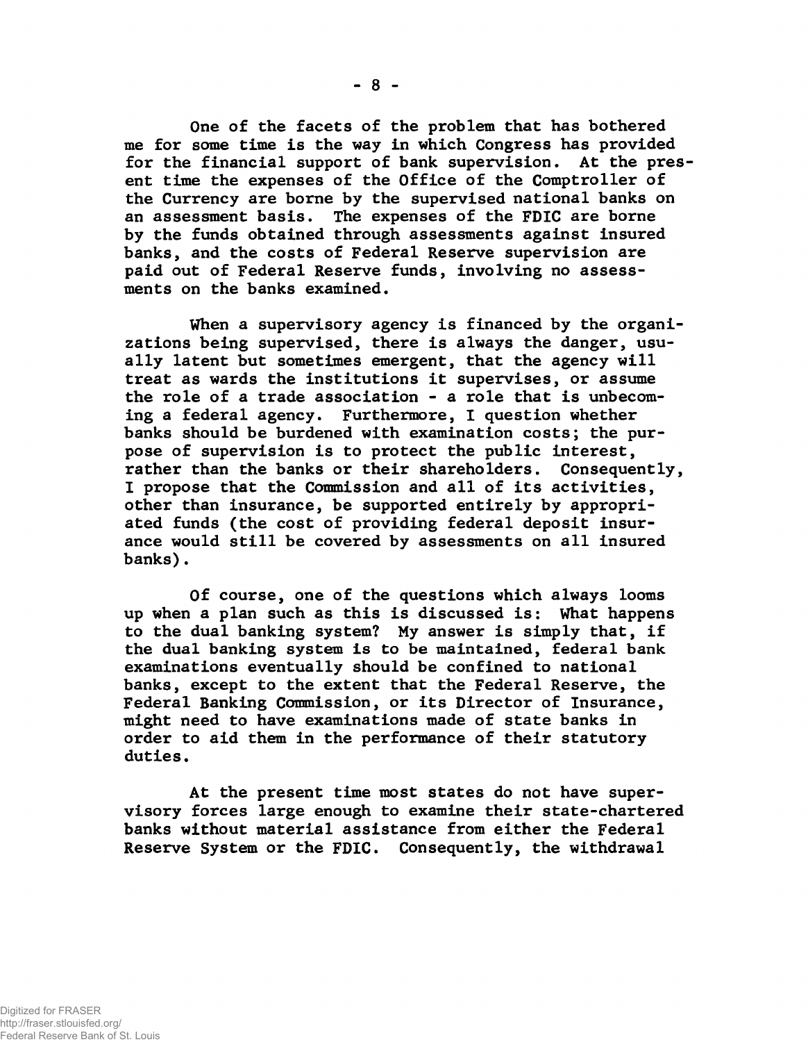One of the facets of the problem that has bothered me for some time is the way in which Congress has provided for the financial support of bank supervision. At the present time the expenses of the Office of the Comptroller of the Currency are borne by the supervised national banks on an assessment basis. The expenses of the FDIC are borne by the funds obtained through assessments against insured banks, and the costs of Federal Reserve supervision are paid out of Federal Reserve funds, involving no assessments on the banks examined.

When a supervisory agency is financed by the organizations being supervised, there is always the danger, usually latent but sometimes emergent, that the agency will treat as wards the institutions it supervises, or assume the role of a trade association - a role that is unbecoming a federal agency. Furthermore, I question whether banks should be burdened with examination costs; the purpose of supervision is to protect the public interest, rather than the banks or their shareholders. Consequently, I propose that the Commission and all of its activities, other than insurance, be supported entirely by appropriated funds (the cost of providing federal deposit insurance would still be covered by assessments on all insured banks).

Of course, one of the questions which always looms up when a plan such as this is discussed is: What happens to the dual banking system? My answer is simply that, if the dual banking system is to be maintained, federal bank examinations eventually should be confined to national banks, except to the extent that the Federal Reserve, the Federal Banking Commission, or its Director of Insurance, might need to have examinations made of state banks in order to aid them in the performance of their statutory duties.

At the present time most states do not have supervisory forces large enough to examine their state-chartered banks without material assistance from either the Federal Reserve System or the FDIC. Consequently, the withdrawal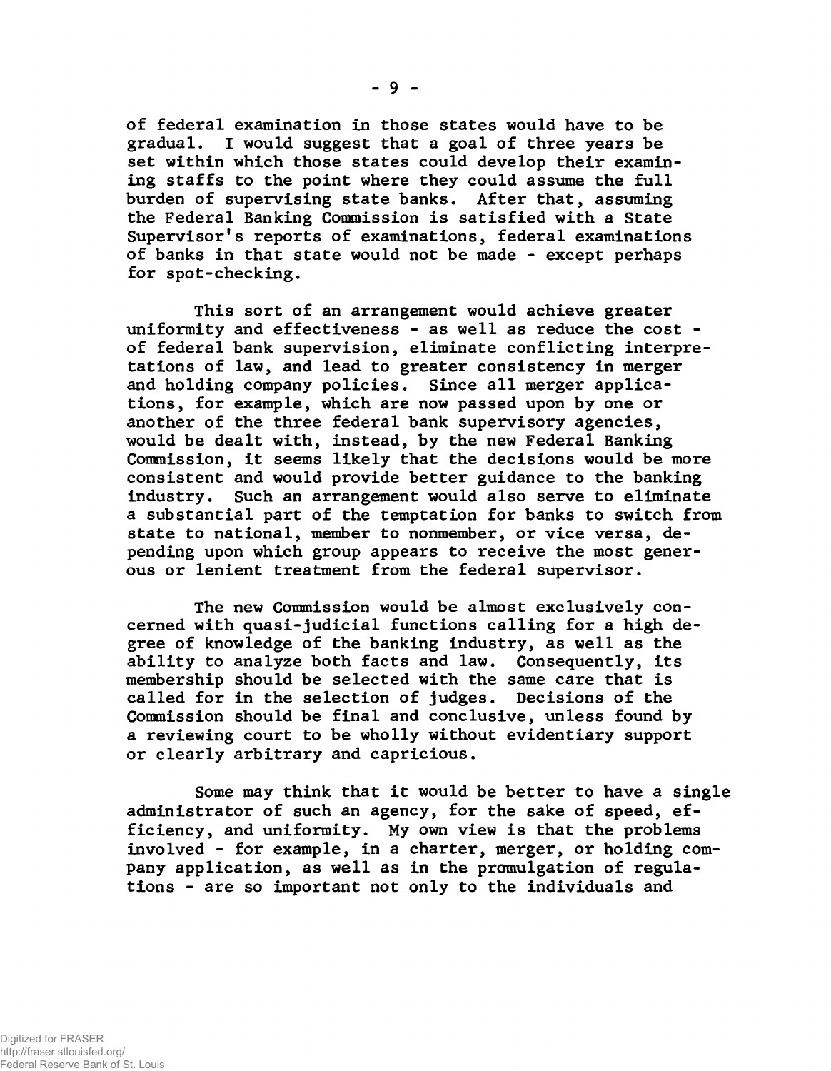of federal examination in those states would have to be gradual. I would suggest that a goal of three years be set within which those states could develop their examining staffs to the point where they could assume the full burden of supervising state banks. After that, assuming the Federal Banking Commission is satisfied with a State Supervisor's reports of examinations, federal examinations of banks in that state would not be made - except perhaps for spot-checking.

This sort of an arrangement would achieve greater uniformity and effectiveness - as well as reduce the cost - of federal bank supervision, eliminate conflicting interpretations of law, and lead to greater consistency in merger and holding company policies. Since all merger applications, for example, which are now passed upon by one or another of the three federal bank supervisory agencies, would be dealt with, instead, by the new Federal Banking Commission, it seems likely that the decisions would be more consistent and would provide better guidance to the banking industry. Such an arrangement would also serve to eliminate a substantial part of the temptation for banks to switch from state to national, member to nonmember, or vice versa, depending upon which group appears to receive the most generous or lenient treatment from the federal supervisor.

The new Commission would be almost exclusively concerned with quasi-judicial functions calling for a high degree of knowledge of the banking industry, as well as the ability to analyze both facts and law. Consequently, its membership should be selected with the same care that is called for in the selection of judges. Decisions of the Commission should be final and conclusive, unless found by a reviewing court to be wholly without evidentiary support or clearly arbitrary and capricious.

Some may think that it would be better to have a single administrator of such an agency, for the sake of speed, efficiency, and uniformity. My own view is that the problems involved - for example, in a charter, merger, or holding company application, as well as in the promulgation of regulations - are so important not only to the individuals and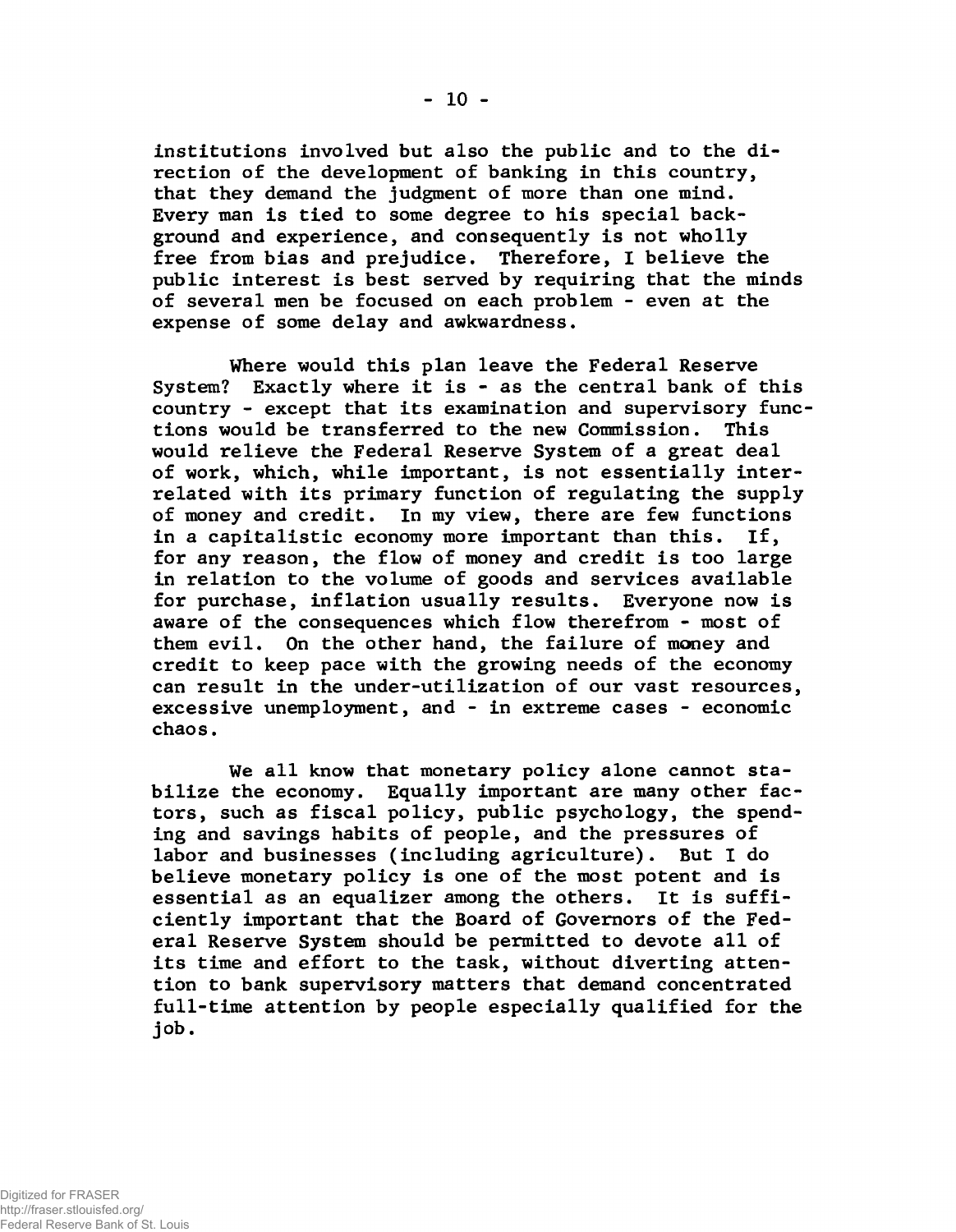institutions involved but also the public and to the direction of the development of banking in this country, that they demand the judgment of more than one mind. Every man is tied to some degree to his special background and experience, and consequently is not wholly free from bias and prejudice. Therefore, I believe the public interest is best served by requiring that the minds of several men be focused on each problem - even at the expense of some delay and awkwardness.

Where would this plan leave the Federal Reserve System? Exactly where it is - as the central bank of this country - except that its examination and supervisory functions would be transferred to the new Commission. This would relieve the Federal Reserve System of a great deal of work, which, while important, is not essentially interrelated with its primary function of regulating the supply of money and credit. In my view, there are few functions in a capitalistic economy more important than this. If, for any reason, the flow of money and credit is too large in relation to the volume of goods and services available for purchase, inflation usually results. Everyone now is aware of the consequences which flow therefrom - most of them evil. On the other hand, the failure of money and credit to keep pace with the growing needs of the economy can result in the under-utilization of our vast resources, excessive unemployment, and - in extreme cases - economic chaos.

We all know that monetary policy alone cannot stabilize the economy. Equally important are many other factors, such as fiscal policy, public psychology, the spending and savings habits of people, and the pressures of labor and businesses (including agriculture). But I do believe monetary policy is one of the most potent and is essential as an equalizer among the others. It is sufficiently important that the Board of Governors of the Federal Reserve System should be permitted to devote all of its time and effort to the task, without diverting attention to bank supervisory matters that demand concentrated full-time attention by people especially qualified for the job.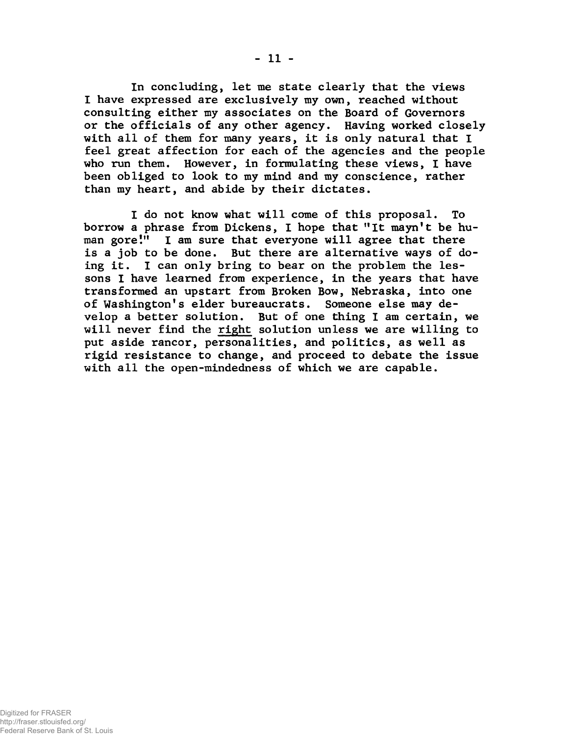In concluding, let me state clearly that the views I have expressed are exclusively my own, reached without consulting either my associates on the Board of Governors or the officials of any other agency. Having worked closely with all of them for many years, it is only natural that I feel great affection for each of the agencies and the people who run them. However, in formulating these views, I have been obliged to look to my mind and my conscience, rather than my heart, and abide by their dictates.

I do not know what will come of this proposal. To borrow a phrase from Dickens, I hope that "It mayn't be human gore!" I am sure that everyone will agree that there is a job to be done. But there are alternative ways of doing it. I can only bring to bear on the problem the lessons I have learned from experience, in the years that have transformed an upstart from Broken Bow, Nebraska, into one of Washington's elder bureaucrats. Someone else may develop a better solution. But of one thing I am certain, we will never find the <u>right</u> solution unless we are willing to put aside rancor, personalities, and politics, as well as rigid resistance to change, and proceed to debate the issue with all the open-mindedness of which we are capable.